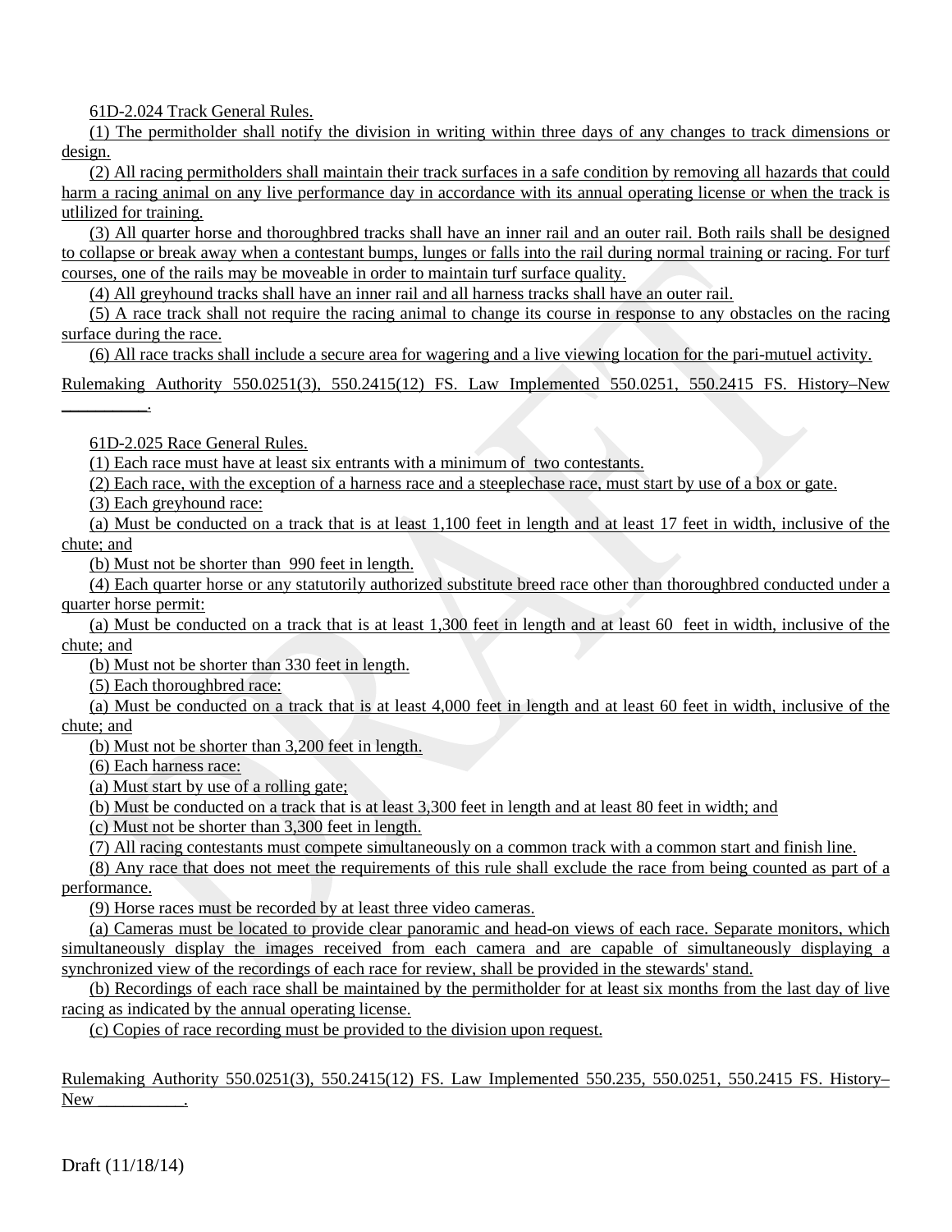61D-2.024 Track General Rules.

(1) The permitholder shall notify the division in writing within three days of any changes to track dimensions or design.

(2) All racing permitholders shall maintain their track surfaces in a safe condition by removing all hazards that could harm a racing animal on any live performance day in accordance with its annual operating license or when the track is utlilized for training.

(3) All quarter horse and thoroughbred tracks shall have an inner rail and an outer rail. Both rails shall be designed to collapse or break away when a contestant bumps, lunges or falls into the rail during normal training or racing. For turf courses, one of the rails may be moveable in order to maintain turf surface quality.

(4) All greyhound tracks shall have an inner rail and all harness tracks shall have an outer rail.

(5) A race track shall not require the racing animal to change its course in response to any obstacles on the racing surface during the race.

(6) All race tracks shall include a secure area for wagering and a live viewing location for the pari-mutuel activity.

Rulemaking Authority 550.0251(3), 550.2415(12) FS. Law Implemented 550.0251, 550.2415 FS. History–New __________.

61D-2.025 Race General Rules.

(1) Each race must have at least six entrants with a minimum of two contestants.

(2) Each race, with the exception of a harness race and a steeplechase race, must start by use of a box or gate.

(3) Each greyhound race:

(a) Must be conducted on a track that is at least 1,100 feet in length and at least 17 feet in width, inclusive of the chute; and

(b) Must not be shorter than 990 feet in length.

(4) Each quarter horse or any statutorily authorized substitute breed race other than thoroughbred conducted under a quarter horse permit:

(a) Must be conducted on a track that is at least 1,300 feet in length and at least 60 feet in width, inclusive of the chute; and

(b) Must not be shorter than 330 feet in length.

(5) Each thoroughbred race:

(a) Must be conducted on a track that is at least 4,000 feet in length and at least 60 feet in width, inclusive of the chute; and

(b) Must not be shorter than 3,200 feet in length.

(6) Each harness race:

(a) Must start by use of a rolling gate;

(b) Must be conducted on a track that is at least 3,300 feet in length and at least 80 feet in width; and

(c) Must not be shorter than 3,300 feet in length.

(7) All racing contestants must compete simultaneously on a common track with a common start and finish line.

(8) Any race that does not meet the requirements of this rule shall exclude the race from being counted as part of a performance.

(9) Horse races must be recorded by at least three video cameras.

(a) Cameras must be located to provide clear panoramic and head-on views of each race. Separate monitors, which simultaneously display the images received from each camera and are capable of simultaneously displaying a synchronized view of the recordings of each race for review, shall be provided in the stewards' stand.

(b) Recordings of each race shall be maintained by the permitholder for at least six months from the last day of live racing as indicated by the annual operating license.

(c) Copies of race recording must be provided to the division upon request.

Rulemaking Authority 550.0251(3), 550.2415(12) FS. Law Implemented 550.235, 550.0251, 550.2415 FS. History–New __________.

Draft (11/18/14)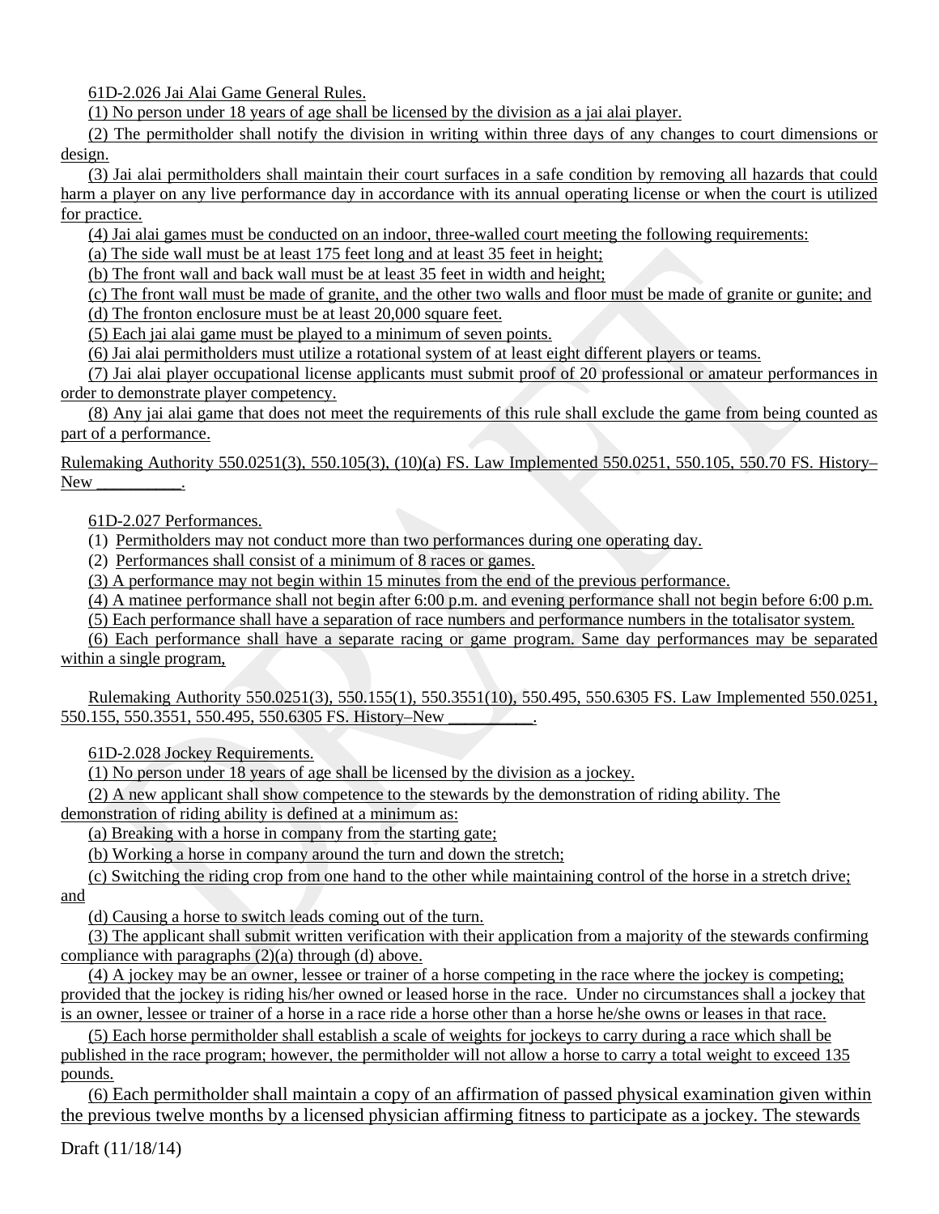61D-2.026 Jai Alai Game General Rules.

(1) No person under 18 years of age shall be licensed by the division as a jai alai player.

(2) The permitholder shall notify the division in writing within three days of any changes to court dimensions or design.

(3) Jai alai permitholders shall maintain their court surfaces in a safe condition by removing all hazards that could harm a player on any live performance day in accordance with its annual operating license or when the court is utilized for practice.

(4) Jai alai games must be conducted on an indoor, three-walled court meeting the following requirements:

(a) The side wall must be at least 175 feet long and at least 35 feet in height;

(b) The front wall and back wall must be at least 35 feet in width and height;

(c) The front wall must be made of granite, and the other two walls and floor must be made of granite or gunite; and

(d) The fronton enclosure must be at least 20,000 square feet.

(5) Each jai alai game must be played to a minimum of seven points.

(6) Jai alai permitholders must utilize a rotational system of at least eight different players or teams.

(7) Jai alai player occupational license applicants must submit proof of 20 professional or amateur performances in order to demonstrate player competency.

(8) Any jai alai game that does not meet the requirements of this rule shall exclude the game from being counted as part of a performance.

Rulemaking Authority 550.0251(3), 550.105(3), (10)(a) FS. Law Implemented 550.0251, 550.105, 550.70 FS. History–New __________.

61D-2.027 Performances.

(1) Permitholders may not conduct more than two performances during one operating day.

(2) Performances shall consist of a minimum of 8 races or games.

(3) A performance may not begin within 15 minutes from the end of the previous performance.

(4) A matinee performance shall not begin after 6:00 p.m. and evening performance shall not begin before 6:00 p.m.

(5) Each performance shall have a separation of race numbers and performance numbers in the totalisator system.

(6) Each performance shall have a separate racing or game program. Same day performances may be separated within a single program,

Rulemaking Authority 550.0251(3), 550.155(1), 550.3551(10), 550.495, 550.6305 FS. Law Implemented 550.0251, 550.155, 550.3551, 550.495, 550.6305 FS. History–New __________.

61D-2.028 Jockey Requirements.

(1) No person under 18 years of age shall be licensed by the division as a jockey.

(2) A new applicant shall show competence to the stewards by the demonstration of riding ability. The demonstration of riding ability is defined at a minimum as:

(a) Breaking with a horse in company from the starting gate;

(b) Working a horse in company around the turn and down the stretch;

(c) Switching the riding crop from one hand to the other while maintaining control of the horse in a stretch drive; and

(d) Causing a horse to switch leads coming out of the turn.

(3) The applicant shall submit written verification with their application from a majority of the stewards confirming compliance with paragraphs (2)(a) through (d) above.

(4) A jockey may be an owner, lessee or trainer of a horse competing in the race where the jockey is competing; provided that the jockey is riding his/her owned or leased horse in the race. Under no circumstances shall a jockey that is an owner, lessee or trainer of a horse in a race ride a horse other than a horse he/she owns or leases in that race.

(5) Each horse permitholder shall establish a scale of weights for jockeys to carry during a race which shall be published in the race program; however, the permitholder will not allow a horse to carry a total weight to exceed 135 pounds.

(6) Each permitholder shall maintain a copy of an affirmation of passed physical examination given within the previous twelve months by a licensed physician affirming fitness to participate as a jockey. The stewards

Draft (11/18/14)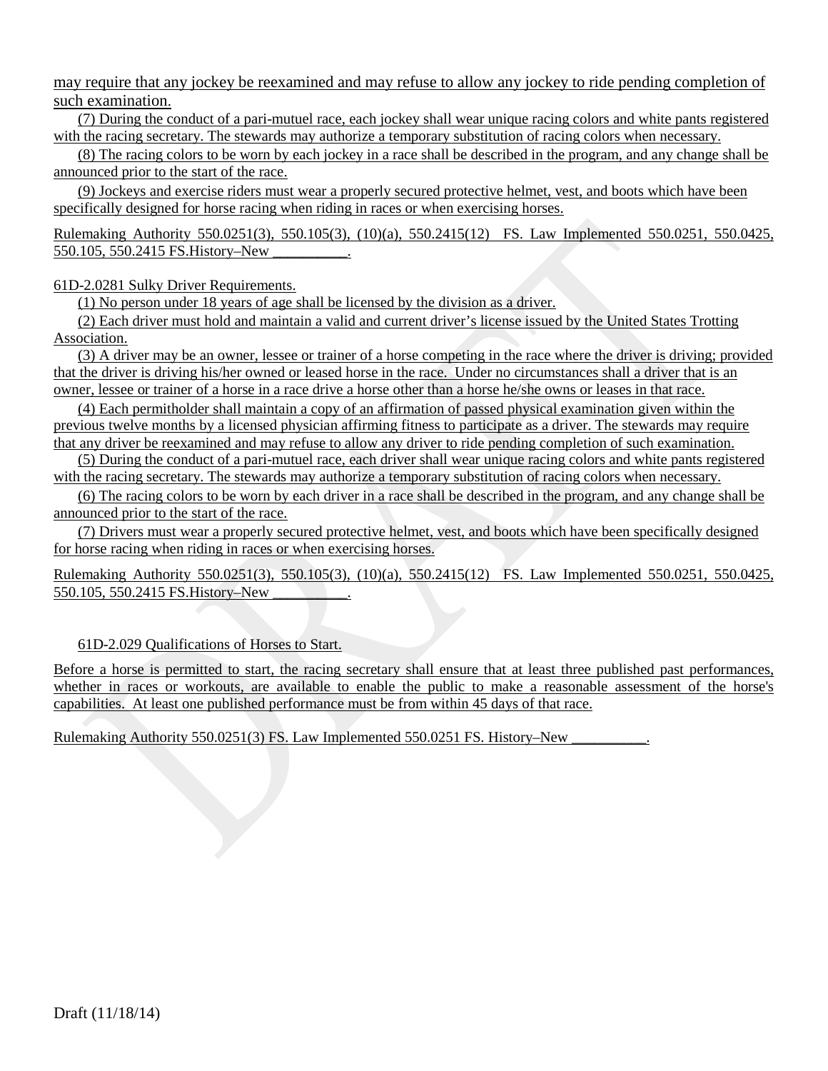may require that any jockey be reexamined and may refuse to allow any jockey to ride pending completion of such examination.

(7) During the conduct of a pari-mutuel race, each jockey shall wear unique racing colors and white pants registered with the racing secretary. The stewards may authorize a temporary substitution of racing colors when necessary.

(8) The racing colors to be worn by each jockey in a race shall be described in the program, and any change shall be announced prior to the start of the race.

(9) Jockeys and exercise riders must wear a properly secured protective helmet, vest, and boots which have been specifically designed for horse racing when riding in races or when exercising horses.

Rulemaking Authority 550.0251(3), 550.105(3), (10)(a), 550.2415(12) FS. Law Implemented 550.0251, 550.0425, 550.105, 550.2415 FS.History–New __________.

61D-2.0281 Sulky Driver Requirements.

(1) No person under 18 years of age shall be licensed by the division as a driver.

(2) Each driver must hold and maintain a valid and current driver's license issued by the United States Trotting Association.

(3) A driver may be an owner, lessee or trainer of a horse competing in the race where the driver is driving; provided that the driver is driving his/her owned or leased horse in the race. Under no circumstances shall a driver that is an owner, lessee or trainer of a horse in a race drive a horse other than a horse he/she owns or leases in that race.

(4) Each permitholder shall maintain a copy of an affirmation of passed physical examination given within the previous twelve months by a licensed physician affirming fitness to participate as a driver. The stewards may require that any driver be reexamined and may refuse to allow any driver to ride pending completion of such examination.

(5) During the conduct of a pari-mutuel race, each driver shall wear unique racing colors and white pants registered with the racing secretary. The stewards may authorize a temporary substitution of racing colors when necessary.

(6) The racing colors to be worn by each driver in a race shall be described in the program, and any change shall be announced prior to the start of the race.

(7) Drivers must wear a properly secured protective helmet, vest, and boots which have been specifically designed for horse racing when riding in races or when exercising horses.

Rulemaking Authority 550.0251(3), 550.105(3), (10)(a), 550.2415(12) FS. Law Implemented 550.0251, 550.0425, 550.105, 550.2415 FS.History–New __________.

61D-2.029 Qualifications of Horses to Start.

Before a horse is permitted to start, the racing secretary shall ensure that at least three published past performances, whether in races or workouts, are available to enable the public to make a reasonable assessment of the horse's capabilities. At least one published performance must be from within 45 days of that race.

Rulemaking Authority 550.0251(3) FS. Law Implemented 550.0251 FS. History–New __________.

Draft (11/18/14)